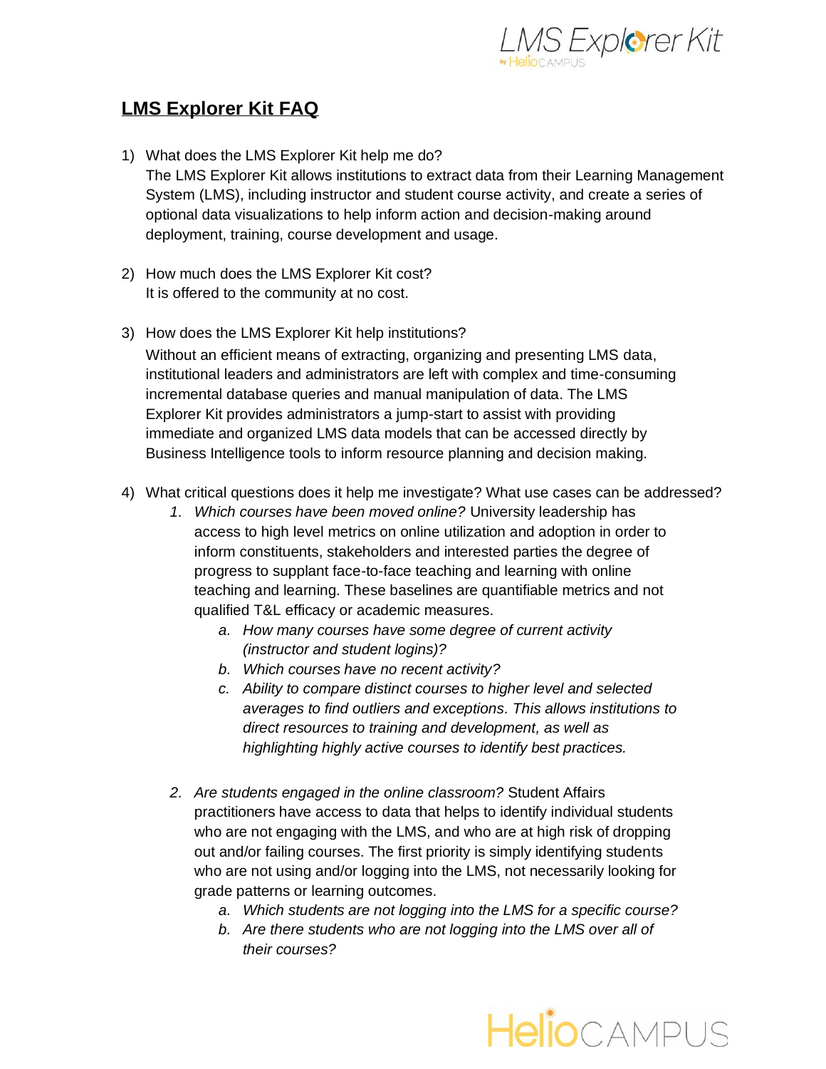# LMS Explorer Kit FAQ

1) What does the LMS Explorer Kit help me do?
   The LMS Explorer Kit allows institutions to extract data from their Learning Management System (LMS), including instructor and student course activity, and create a series of optional data visualizations to help inform action and decision-making around deployment, training, course development and usage.

2) How much does the LMS Explorer Kit cost?
   It is offered to the community at no cost.

3) How does the LMS Explorer Kit help institutions?
   Without an efficient means of extracting, organizing and presenting LMS data, institutional leaders and administrators are left with complex and time-consuming incremental database queries and manual manipulation of data. The LMS Explorer Kit provides administrators a jump-start to assist with providing immediate and organized LMS data models that can be accessed directly by Business Intelligence tools to inform resource planning and decision making.

4) What critical questions does it help me investigate? What use cases can be addressed?
   1. *Which courses have been moved online?* University leadership has access to high level metrics on online utilization and adoption in order to inform constituents, stakeholders and interested parties the degree of progress to supplant face-to-face teaching and learning with online teaching and learning. These baselines are quantifiable metrics and not qualified T&L efficacy or academic measures.
      a. *How many courses have some degree of current activity (instructor and student logins)?*
      b. *Which courses have no recent activity?*
      c. *Ability to compare distinct courses to higher level and selected averages to find outliers and exceptions. This allows institutions to direct resources to training and development, as well as highlighting highly active courses to identify best practices.*

   2. *Are students engaged in the online classroom?* Student Affairs practitioners have access to data that helps to identify individual students who are not engaging with the LMS, and who are at high risk of dropping out and/or failing courses. The first priority is simply identifying students who are not using and/or logging into the LMS, not necessarily looking for grade patterns or learning outcomes.
      a. *Which students are not logging into the LMS for a specific course?*
      b. *Are there students who are not logging into the LMS over all of their courses?*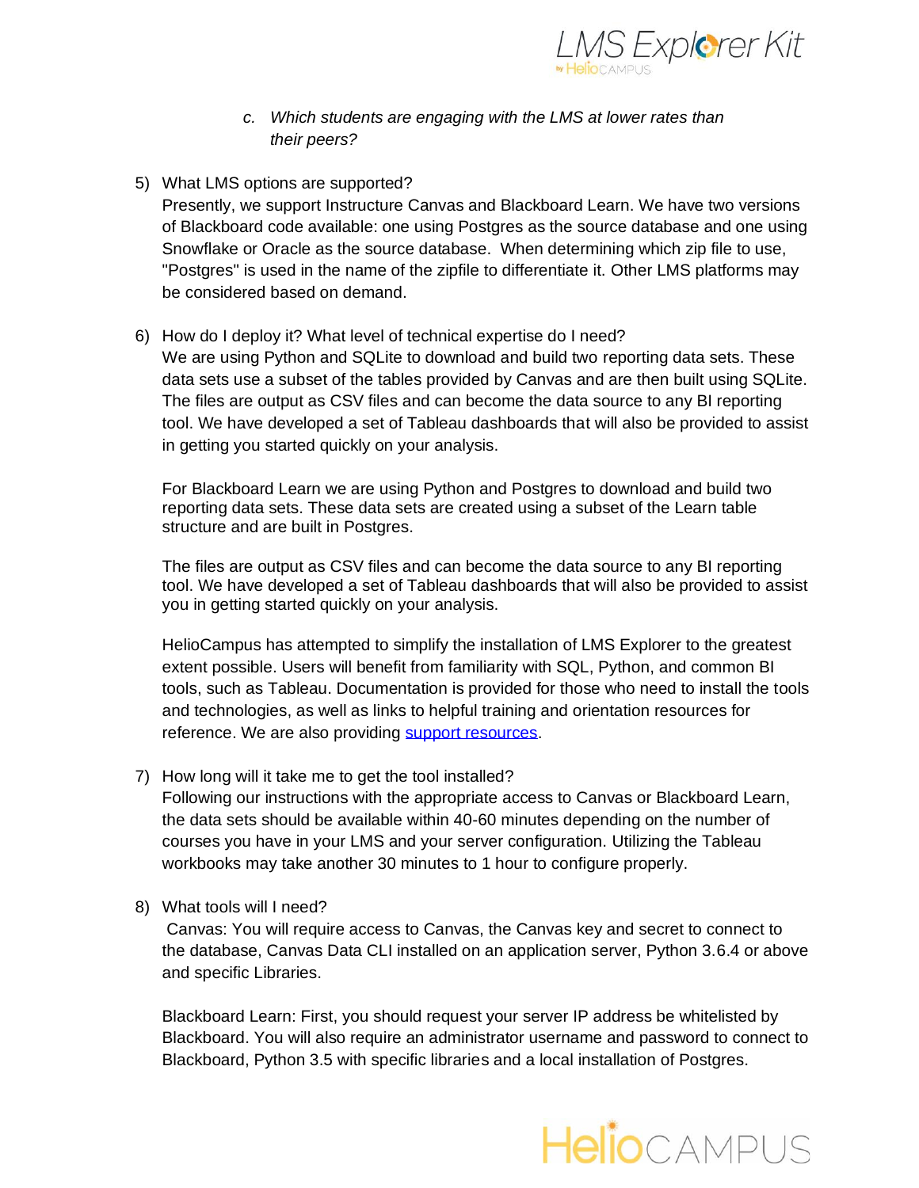c. *Which students are engaging with the LMS at lower rates than their peers?*

5) What LMS options are supported?
   Presently, we support Instructure Canvas and Blackboard Learn. We have two versions of Blackboard code available: one using Postgres as the source database and one using Snowflake or Oracle as the source database. When determining which zip file to use, "Postgres" is used in the name of the zipfile to differentiate it. Other LMS platforms may be considered based on demand.

6) How do I deploy it? What level of technical expertise do I need?
   We are using Python and SQLite to download and build two reporting data sets. These data sets use a subset of the tables provided by Canvas and are then built using SQLite. The files are output as CSV files and can become the data source to any BI reporting tool. We have developed a set of Tableau dashboards that will also be provided to assist in getting you started quickly on your analysis.

   For Blackboard Learn we are using Python and Postgres to download and build two reporting data sets. These data sets are created using a subset of the Learn table structure and are built in Postgres.

   The files are output as CSV files and can become the data source to any BI reporting tool. We have developed a set of Tableau dashboards that will also be provided to assist you in getting started quickly on your analysis.

   HelioCampus has attempted to simplify the installation of LMS Explorer to the greatest extent possible. Users will benefit from familiarity with SQL, Python, and common BI tools, such as Tableau. Documentation is provided for those who need to install the tools and technologies, as well as links to helpful training and orientation resources for reference. We are also providing support resources.

7) How long will it take me to get the tool installed?
   Following our instructions with the appropriate access to Canvas or Blackboard Learn, the data sets should be available within 40-60 minutes depending on the number of courses you have in your LMS and your server configuration. Utilizing the Tableau workbooks may take another 30 minutes to 1 hour to configure properly.

8) What tools will I need?
   Canvas: You will require access to Canvas, the Canvas key and secret to connect to the database, Canvas Data CLI installed on an application server, Python 3.6.4 or above and specific Libraries.

   Blackboard Learn: First, you should request your server IP address be whitelisted by Blackboard. You will also require an administrator username and password to connect to Blackboard, Python 3.5 with specific libraries and a local installation of Postgres.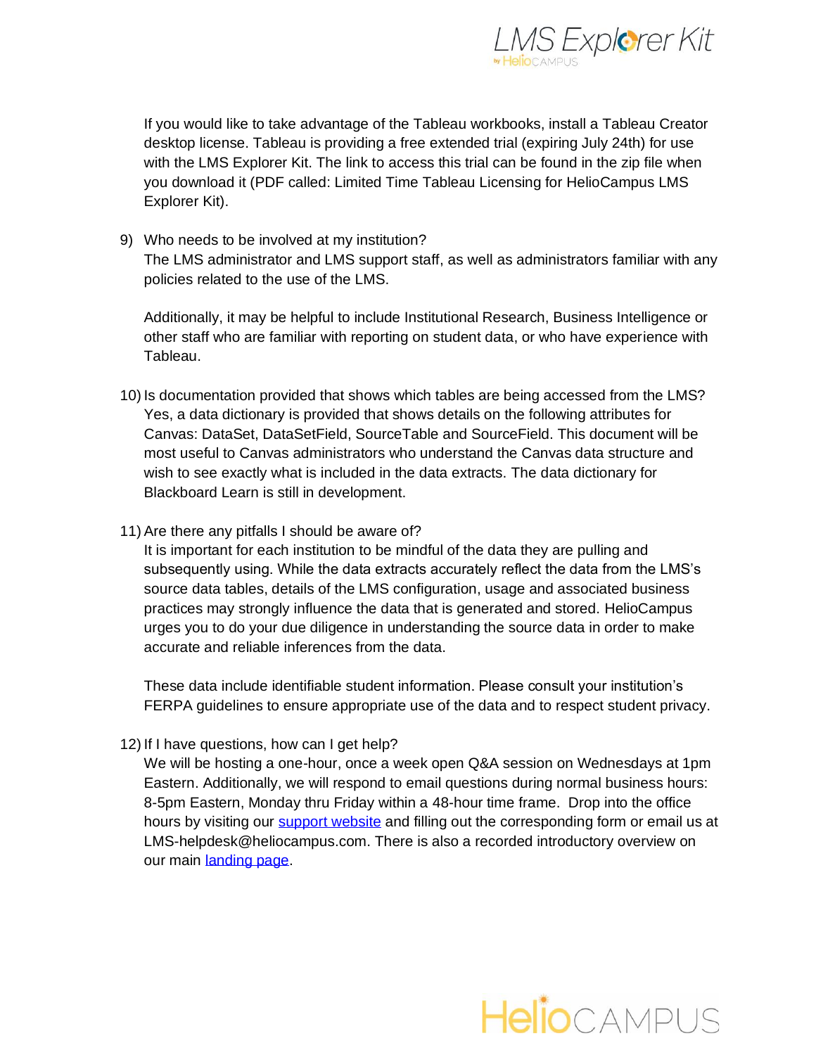If you would like to take advantage of the Tableau workbooks, install a Tableau Creator desktop license. Tableau is providing a free extended trial (expiring July 24th) for use with the LMS Explorer Kit. The link to access this trial can be found in the zip file when you download it (PDF called: Limited Time Tableau Licensing for HelioCampus LMS Explorer Kit).

9) Who needs to be involved at my institution?
   The LMS administrator and LMS support staff, as well as administrators familiar with any policies related to the use of the LMS.

   Additionally, it may be helpful to include Institutional Research, Business Intelligence or other staff who are familiar with reporting on student data, or who have experience with Tableau.

10) Is documentation provided that shows which tables are being accessed from the LMS?
    Yes, a data dictionary is provided that shows details on the following attributes for Canvas: DataSet, DataSetField, SourceTable and SourceField. This document will be most useful to Canvas administrators who understand the Canvas data structure and wish to see exactly what is included in the data extracts. The data dictionary for Blackboard Learn is still in development.

11) Are there any pitfalls I should be aware of?
    It is important for each institution to be mindful of the data they are pulling and subsequently using. While the data extracts accurately reflect the data from the LMS's source data tables, details of the LMS configuration, usage and associated business practices may strongly influence the data that is generated and stored. HelioCampus urges you to do your due diligence in understanding the source data in order to make accurate and reliable inferences from the data.

    These data include identifiable student information. Please consult your institution's FERPA guidelines to ensure appropriate use of the data and to respect student privacy.

12) If I have questions, how can I get help?
    We will be hosting a one-hour, once a week open Q&A session on Wednesdays at 1pm Eastern. Additionally, we will respond to email questions during normal business hours: 8-5pm Eastern, Monday thru Friday within a 48-hour time frame. Drop into the office hours by visiting our support website and filling out the corresponding form or email us at LMS-helpdesk@heliocampus.com. There is also a recorded introductory overview on our main landing page.